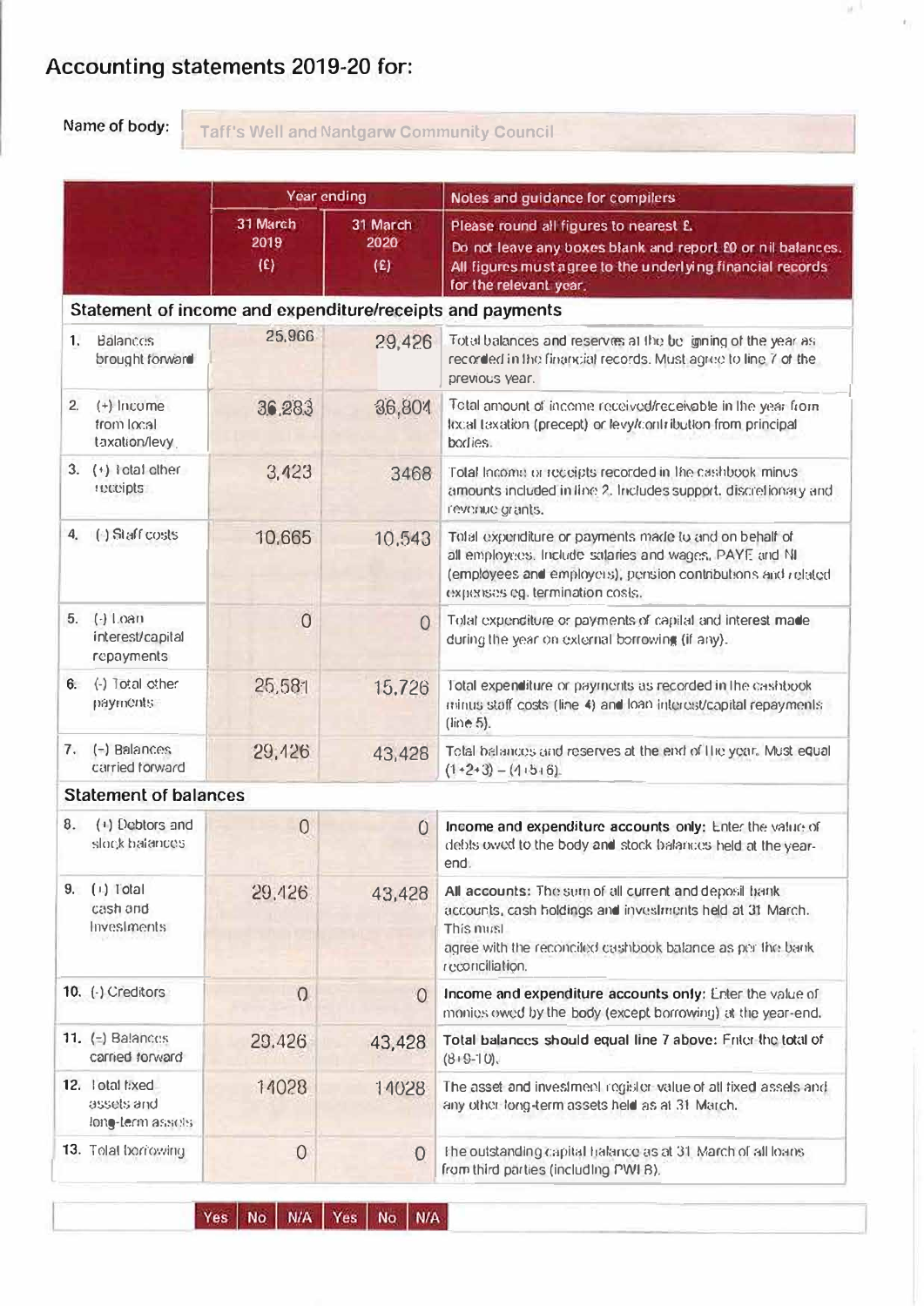# Accounting statements 2019-20 for:

Name of body: Taff's Well and Nantgarw Community Council

| | Year ending | | Notes and guidance for compilers |
|---|---|---|---|
| | 31 March 2019 (£) | 31 March 2020 (£) | Please round all figures to nearest £. Do not leave any boxes blank and report £0 or nil balances. All figures must agree to the underlying financial records for the relevant year. |
| **Statement of income and expenditure/receipts and payments** | | | |
| 1. Balances brought forward | 25,966 | 29,426 | Total balances and reserves at the beginning of the year as recorded in the financial records. Must agree to line 7 of the previous year. |
| 2. (+) Income from local taxation/levy | 36,283 | 36,804 | Total amount of income received/receivable in the year from local taxation (precept) or levy/contribution from principal bodies. |
| 3. (+) Total other receipts | 3,423 | 3468 | Total income or receipts recorded in the cashbook minus amounts included in line 2. Includes support, discretionary and revenue grants. |
| 4. (-) Staff costs | 10,665 | 10,543 | Total expenditure or payments made to and on behalf of all employees. Include salaries and wages, PAYE and NI (employees and employers), pension contributions and related expenses eg. termination costs. |
| 5. (-) Loan interest/capital repayments | 0 | 0 | Total expenditure or payments of capital and interest made during the year on external borrowing (if any). |
| 6. (-) Total other payments | 25,581 | 15,726 | Total expenditure or payments as recorded in the cashbook minus staff costs (line 4) and loan interest/capital repayments (line 5). |
| 7. (=) Balances carried forward | 29,426 | 43,428 | Total balances and reserves at the end of the year. Must equal (1+2+3) – (4+5+6). |
| **Statement of balances** | | | |
| 8. (+) Debtors and stock balances | 0 | 0 | **Income and expenditure accounts only:** Enter the value of debts owed to the body and stock balances held at the year-end. |
| 9. (+) Total cash and investments | 29,426 | 43,428 | **All accounts:** The sum of all current and deposit bank accounts, cash holdings and investments held at 31 March. This must agree with the reconciled cashbook balance as per the bank reconciliation. |
| 10. (-) Creditors | 0 | 0 | **Income and expenditure accounts only:** Enter the value of monies owed by the body (except borrowing) at the year-end. |
| 11. (=) Balances carried forward | 29,426 | 43,428 | **Total balances should equal line 7 above:** Enter the total of (8+9-10). |
| 12. Total fixed assets and long-term assets | 14028 | 14028 | The asset and investment register value of all fixed assets and any other long-term assets held as at 31 March. |
| 13. Total borrowing | 0 | 0 | The outstanding capital balance as at 31 March of all loans from third parties (including PWLB). |

| | Yes | No | N/A | Yes | No | N/A | |
|---|---|---|---|---|---|---|---|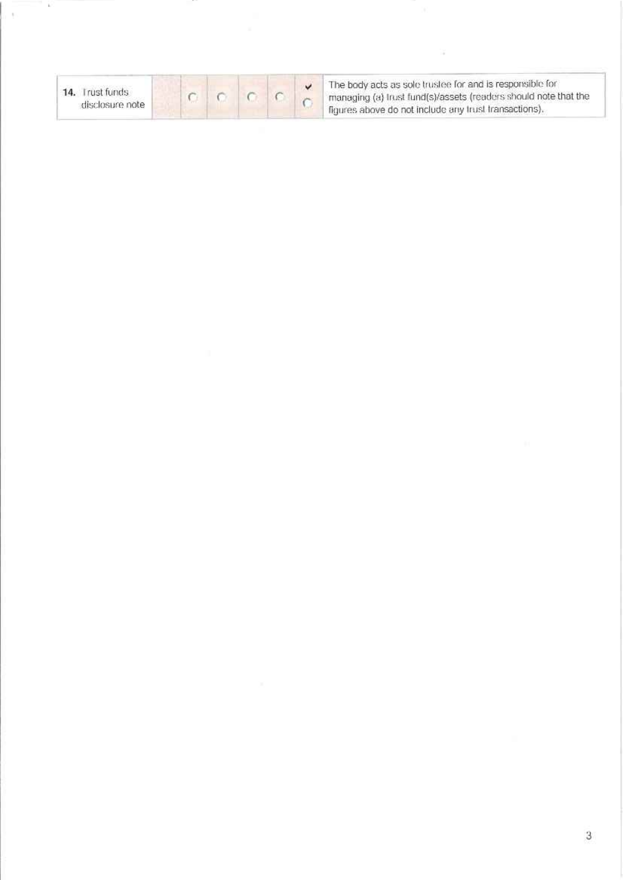| | | | | | | | |
|---|---|---|---|---|---|---|---|
| **14.** Trust funds disclosure note | | ○ | ○ | ○ | ○ | ✓ ○ | The body acts as sole trustee for and is responsible for managing (a) trust fund(s)/assets (readers should note that the figures above do not include any trust transactions). |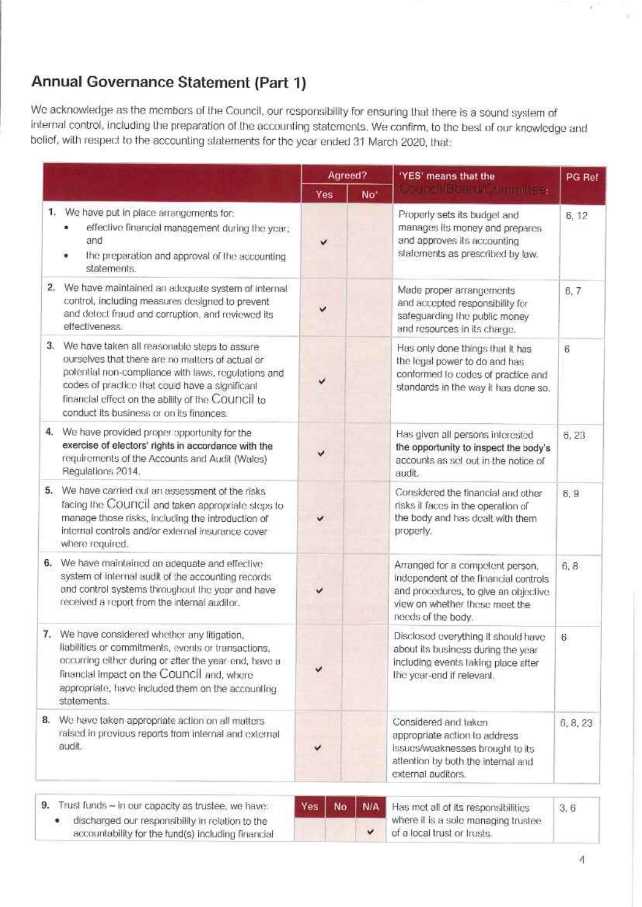## Annual Governance Statement (Part 1)

We acknowledge as the members of the Council, our responsibility for ensuring that there is a sound system of internal control, including the preparation of the accounting statements. We confirm, to the best of our knowledge and belief, with respect to the accounting statements for the year ended 31 March 2020, that:

| | Agreed? | | 'YES' means that the Council/Board/Committee: | PG Ref |
|---|---|---|---|---|
| | Yes | No* | | |
| 1. We have put in place arrangements for: <br>• effective financial management during the year; and <br>• the preparation and approval of the accounting statements. | ✓ | | Properly sets its budget and manages its money and prepares and approves its accounting statements as prescribed by law. | 6, 12 |
| 2. We have maintained an adequate system of internal control, including measures designed to prevent and detect fraud and corruption, and reviewed its effectiveness. | ✓ | | Made proper arrangements and accepted responsibility for safeguarding the public money and resources in its charge. | 6, 7 |
| 3. We have taken all reasonable steps to assure ourselves that there are no matters of actual or potential non-compliance with laws, regulations and codes of practice that could have a significant financial effect on the ability of the Council to conduct its business or on its finances. | ✓ | | Has only done things that it has the legal power to do and has conformed to codes of practice and standards in the way it has done so. | 6 |
| 4. We have provided proper opportunity for the **exercise of electors' rights in accordance with the** requirements of the Accounts and Audit (Wales) Regulations 2014. | ✓ | | Has given all persons interested **the opportunity to inspect the body's** accounts as set out in the notice of audit. | 6, 23 |
| 5. We have carried out an assessment of the risks facing the Council and taken appropriate steps to manage those risks, including the introduction of internal controls and/or external insurance cover where required. | ✓ | | Considered the financial and other risks it faces in the operation of the body and has dealt with them properly. | 6, 9 |
| 6. We have maintained an adequate and effective system of internal audit of the accounting records and control systems throughout the year and have received a report from the internal auditor. | ✓ | | Arranged for a competent person, independent of the financial controls and procedures, to give an objective view on whether these meet the needs of the body. | 6, 8 |
| 7. We have considered whether any litigation, liabilities or commitments, events or transactions, occurring either during or after the year-end, have a financial impact on the Council and, where appropriate, have included them on the accounting statements. | ✓ | | Disclosed everything it should have about its business during the year including events taking place after the year-end if relevant. | 6 |
| 8. We have taken appropriate action on all matters raised in previous reports from internal and external audit. | ✓ | | Considered and taken appropriate action to address issues/weaknesses brought to its attention by both the internal and external auditors. | 6, 8, 23 |

| | Yes | No | N/A | Has met all of its responsibilities where it is a sole managing trustee of a local trust or trusts. | PG Ref |
|---|---|---|---|---|---|
| 9. Trust funds – in our capacity as trustee, we have: <br>• discharged our responsibility in relation to the accountability for the fund(s) including financial | | | ✓ | Has met all of its responsibilities where it is a sole managing trustee of a local trust or trusts. | 3, 6 |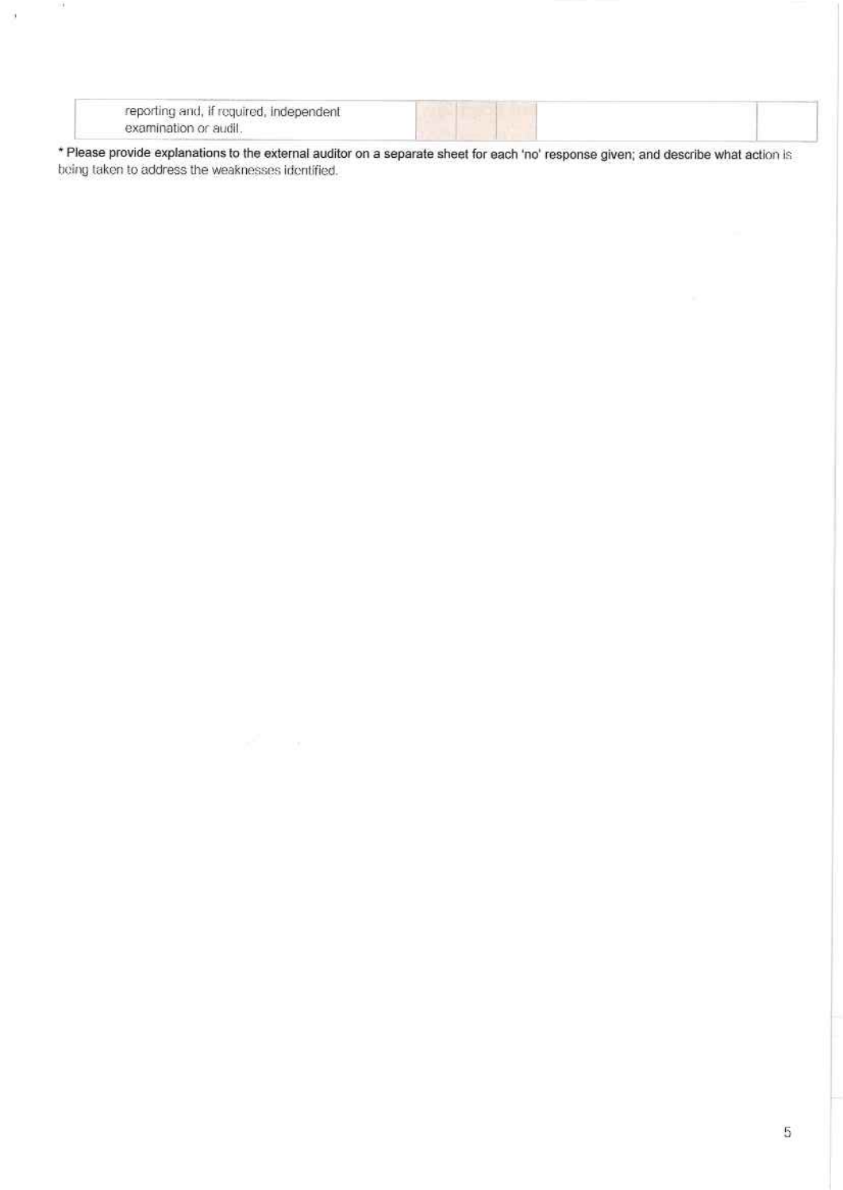| | | | | | |
|---|---|---|---|---|---|
| reporting and, if required, independent examination or audit. | | | | | |

* Please provide explanations to the external auditor on a separate sheet for each 'no' response given; and describe what action is being taken to address the weaknesses identified.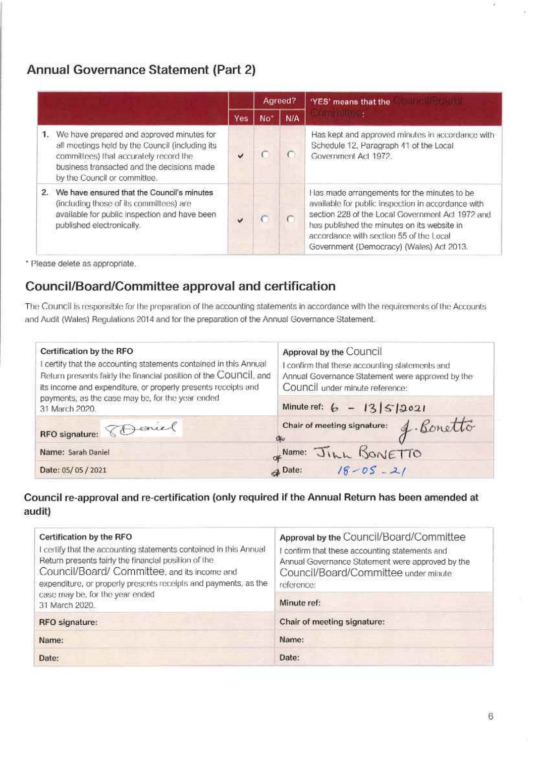## Annual Governance Statement (Part 2)

| | Agreed? | | | 'YES' means that the Council/Board/ Committee: |
|---|---|---|---|---|
| | Yes | No* | N/A | |
| 1. We have prepared and approved minutes for all meetings held by the Council (including its committees) that accurately record the business transacted and the decisions made by the Council or committee. | ✓ | | | Has kept and approved minutes in accordance with Schedule 12, Paragraph 41 of the Local Government Act 1972. |
| 2. We have ensured that the Council's minutes (including those of its committees) are available for public inspection and have been published electronically. | ✓ | | | Has made arrangements for the minutes to be available for public inspection in accordance with section 228 of the Local Government Act 1972 and has published the minutes on its website in accordance with section 55 of the Local Government (Democracy) (Wales) Act 2013. |

* Please delete as appropriate.

## Council/Board/Committee approval and certification

The Council is responsible for the preparation of the accounting statements in accordance with the requirements of the Accounts and Audit (Wales) Regulations 2014 and for the preparation of the Annual Governance Statement.

| Certification by the RFO | Approval by the Council |
|---|---|
| I certify that the accounting statements contained in this Annual Return presents fairly the financial position of the Council, and its income and expenditure, or properly presents receipts and payments, as the case may be, for the year ended 31 March 2020. | I confirm that these accounting statements and Annual Governance Statement were approved by the Council under minute reference: |
| | Minute ref: 6 – 13/5/2021 |
| RFO signature: S Daniel | Chair of meeting signature: J. Bonetto |
| Name: Sarah Daniel | Name: Jinn Bonetto |
| Date: 05/05/2021 | Date: 18-05-21 |

### Council re-approval and re-certification (only required if the Annual Return has been amended at audit)

| Certification by the RFO | Approval by the Council/Board/Committee |
|---|---|
| I certify that the accounting statements contained in this Annual Return presents fairly the financial position of the Council/Board/ Committee, and its income and expenditure, or properly presents receipts and payments, as the case may be, for the year ended 31 March 2020. | I confirm that these accounting statements and Annual Governance Statement were approved by the Council/Board/Committee under minute reference: |
| | Minute ref: |
| RFO signature: | Chair of meeting signature: |
| Name: | Name: |
| Date: | Date: |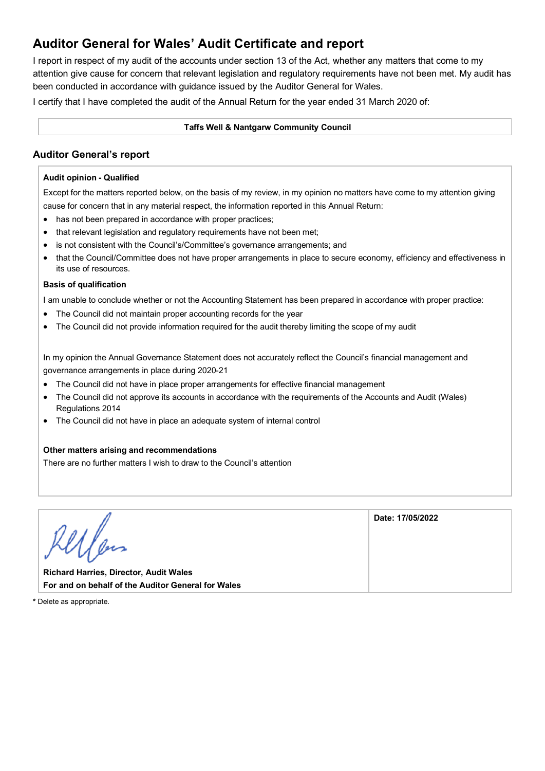# Auditor General for Wales' Audit Certificate and report

I report in respect of my audit of the accounts under section 13 of the Act, whether any matters that come to my attention give cause for concern that relevant legislation and regulatory requirements have not been met. My audit has been conducted in accordance with guidance issued by the Auditor General for Wales.

I certify that I have completed the audit of the Annual Return for the year ended 31 March 2020 of:

**Taffs Well & Nantgarw Community Council**

## Auditor General's report

**Audit opinion - Qualified**

Except for the matters reported below, on the basis of my review, in my opinion no matters have come to my attention giving cause for concern that in any material respect, the information reported in this Annual Return:

- has not been prepared in accordance with proper practices;
- that relevant legislation and regulatory requirements have not been met;
- is not consistent with the Council's/Committee's governance arrangements; and
- that the Council/Committee does not have proper arrangements in place to secure economy, efficiency and effectiveness in its use of resources.

**Basis of qualification**

I am unable to conclude whether or not the Accounting Statement has been prepared in accordance with proper practice:

- The Council did not maintain proper accounting records for the year
- The Council did not provide information required for the audit thereby limiting the scope of my audit

In my opinion the Annual Governance Statement does not accurately reflect the Council's financial management and governance arrangements in place during 2020-21

- The Council did not have in place proper arrangements for effective financial management
- The Council did not approve its accounts in accordance with the requirements of the Accounts and Audit (Wales) Regulations 2014
- The Council did not have in place an adequate system of internal control

**Other matters arising and recommendations**

There are no further matters I wish to draw to the Council's attention

| | |
|---|---|
| [Signature]<br>**Richard Harries, Director, Audit Wales**<br>**For and on behalf of the Auditor General for Wales** | **Date: 17/05/2022** |

\* Delete as appropriate.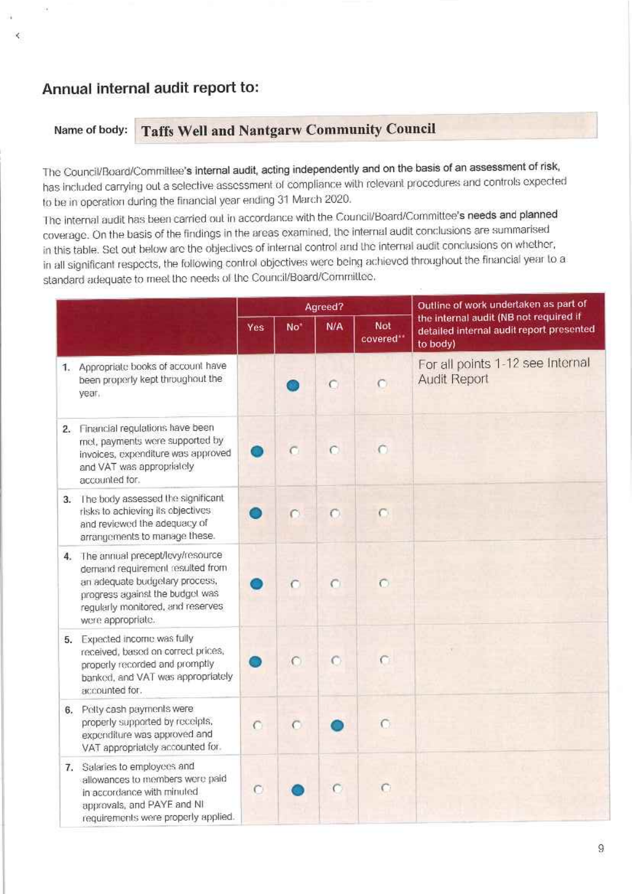## Annual internal audit report to:

**Name of body:** **Taffs Well and Nantgarw Community Council**

The Council/Board/Committee's internal audit, acting independently and on the basis of an assessment of risk, has included carrying out a selective assessment of compliance with relevant procedures and controls expected to be in operation during the financial year ending 31 March 2020.

The internal audit has been carried out in accordance with the Council/Board/Committee's needs and planned coverage. On the basis of the findings in the areas examined, the internal audit conclusions are summarised in this table. Set out below are the objectives of internal control and the internal audit conclusions on whether, in all significant respects, the following control objectives were being achieved throughout the financial year to a standard adequate to meet the needs of the Council/Board/Committee.

| | Agreed? | | | | Outline of work undertaken as part of the internal audit (NB not required if detailed internal audit report presented to body) |
|---|---|---|---|---|---|
| | Yes | No* | N/A | Not covered** | |
| 1. Appropriate books of account have been properly kept throughout the year. | | ● | | | For all points 1-12 see Internal Audit Report |
| 2. Financial regulations have been met, payments were supported by invoices, expenditure was approved and VAT was appropriately accounted for. | ● | | | | |
| 3. The body assessed the significant risks to achieving its objectives and reviewed the adequacy of arrangements to manage these. | ● | | | | |
| 4. The annual precept/levy/resource demand requirement resulted from an adequate budgetary process, progress against the budget was regularly monitored, and reserves were appropriate. | ● | | | | |
| 5. Expected income was fully received, based on correct prices, properly recorded and promptly banked, and VAT was appropriately accounted for. | ● | | | | |
| 6. Petty cash payments were properly supported by receipts, expenditure was approved and VAT appropriately accounted for. | | | ● | | |
| 7. Salaries to employees and allowances to members were paid in accordance with minuted approvals, and PAYE and NI requirements were properly applied. | | ● | | | |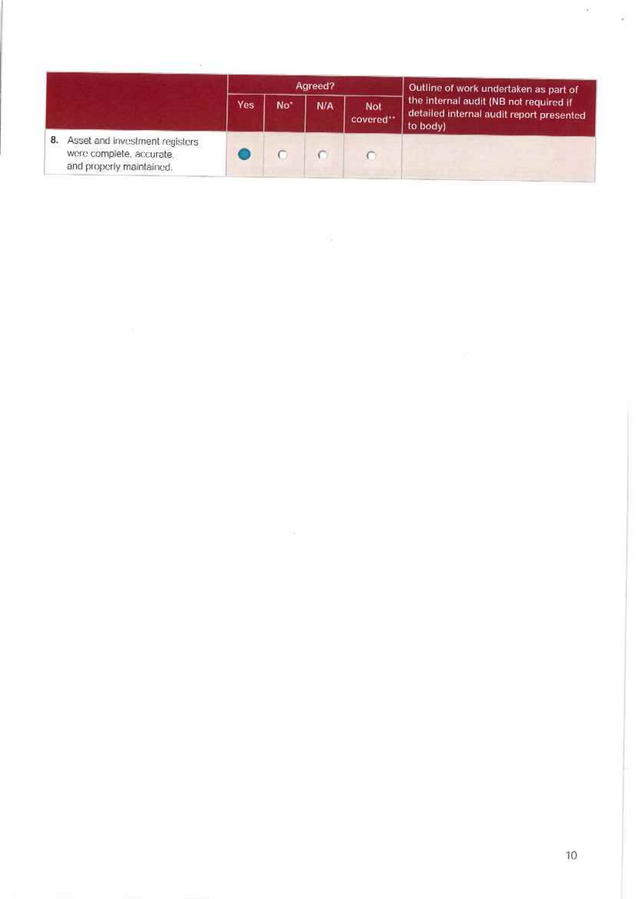| | Agreed? | | | | Outline of work undertaken as part of the internal audit (NB not required if detailed internal audit report presented to body) |
|---|---|---|---|---|---|
| | Yes | No* | N/A | Not covered** | |
| 8. Asset and investment registers were complete, accurate, and properly maintained. | ● | ○ | ○ | ○ | |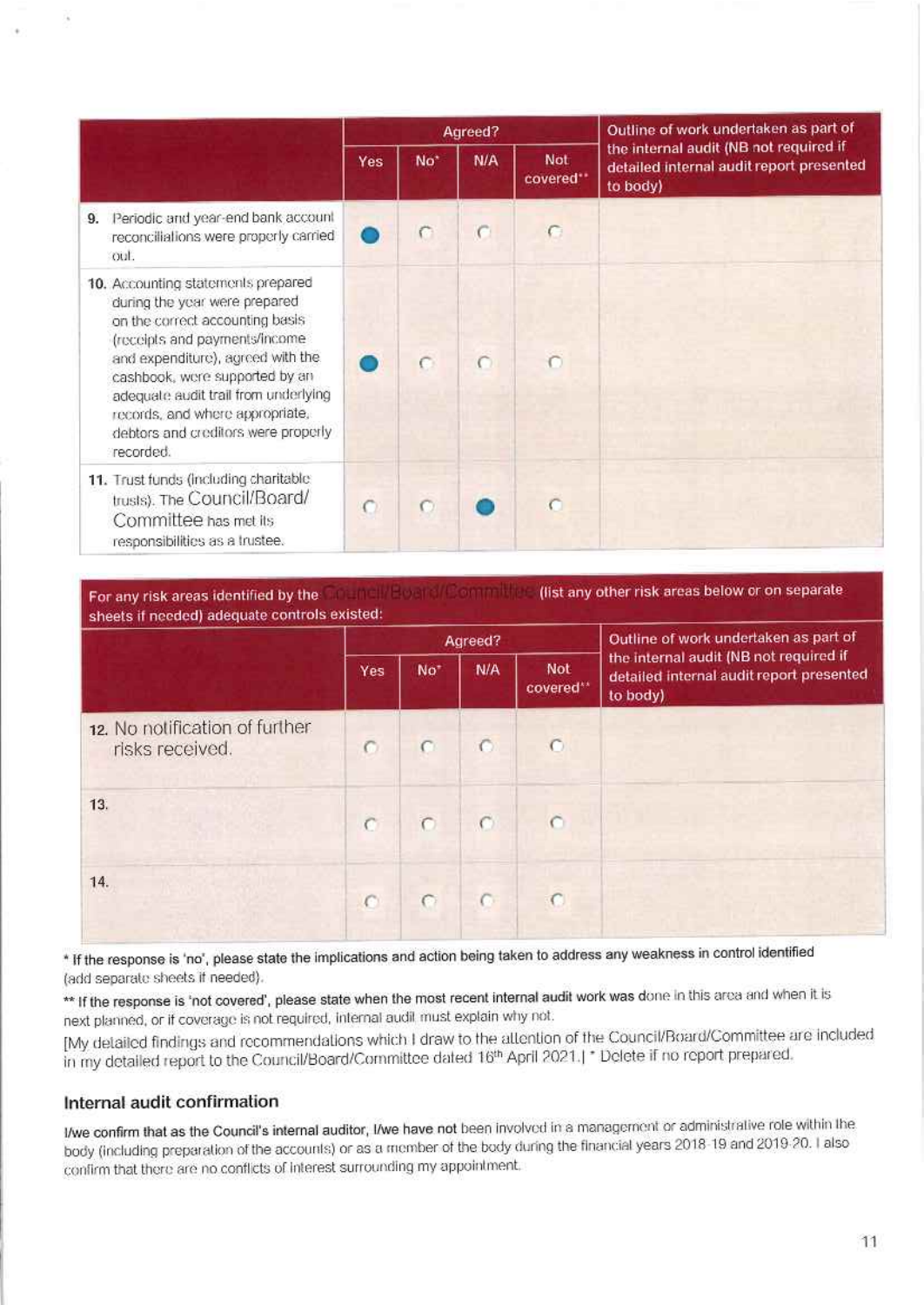| | Agreed? | | | | Outline of work undertaken as part of the internal audit (NB not required if detailed internal audit report presented to body) |
|---|---|---|---|---|---|
| | Yes | No* | N/A | Not covered** | |
| **9.** Periodic and year-end bank account reconciliations were properly carried out. | ● | ○ | ○ | ○ | |
| **10.** Accounting statements prepared during the year were prepared on the correct accounting basis (receipts and payments/income and expenditure), agreed with the cashbook, were supported by an adequate audit trail from underlying records, and where appropriate, debtors and creditors were properly recorded. | ● | ○ | ○ | ○ | |
| **11.** Trust funds (including charitable trusts). The Council/Board/Committee has met its responsibilities as a trustee. | ○ | ○ | ● | ○ | |

For any risk areas identified by the Council/Board/Committee (list any other risk areas below or on separate sheets if needed) adequate controls existed:

| | Agreed? | | | | Outline of work undertaken as part of the internal audit (NB not required if detailed internal audit report presented to body) |
|---|---|---|---|---|---|
| | Yes | No* | N/A | Not covered** | |
| **12.** No notification of further risks received. | ○ | ○ | ○ | ○ | |
| **13.** | ○ | ○ | ○ | ○ | |
| **14.** | ○ | ○ | ○ | ○ | |

\* If the response is 'no', please state the implications and action being taken to address any weakness in control identified (add separate sheets if needed).

\*\* If the response is 'not covered', please state when the most recent internal audit work was done in this area and when it is next planned, or if coverage is not required, internal audit must explain why not.

[My detailed findings and recommendations which I draw to the attention of the Council/Board/Committee are included in my detailed report to the Council/Board/Committee dated 16th April 2021.] * Delete if no report prepared.

## Internal audit confirmation

**I/we confirm that as the Council's internal auditor, I/we have not** been involved in a management or administrative role within the body (including preparation of the accounts) or as a member of the body during the financial years 2018-19 and 2019-20. I also confirm that there are no conflicts of interest surrounding my appointment.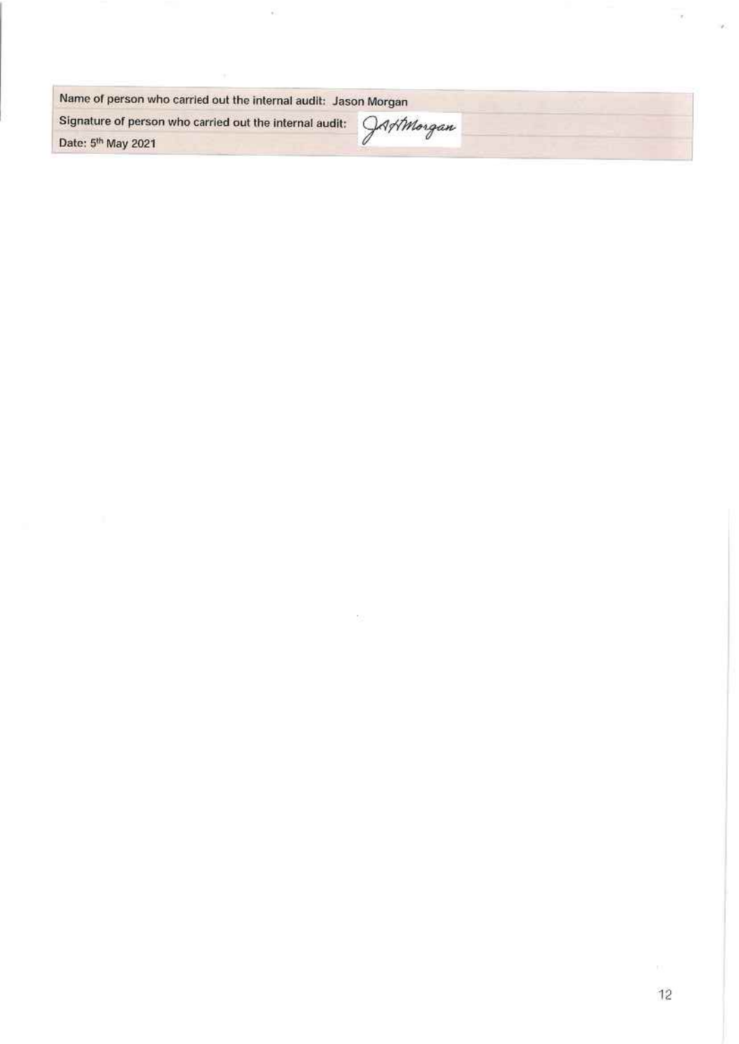| | |
|---|---|
| Name of person who carried out the internal audit: Jason Morgan | |
| Signature of person who carried out the internal audit: JAH Morgan | |
| Date: 5th May 2021 | |